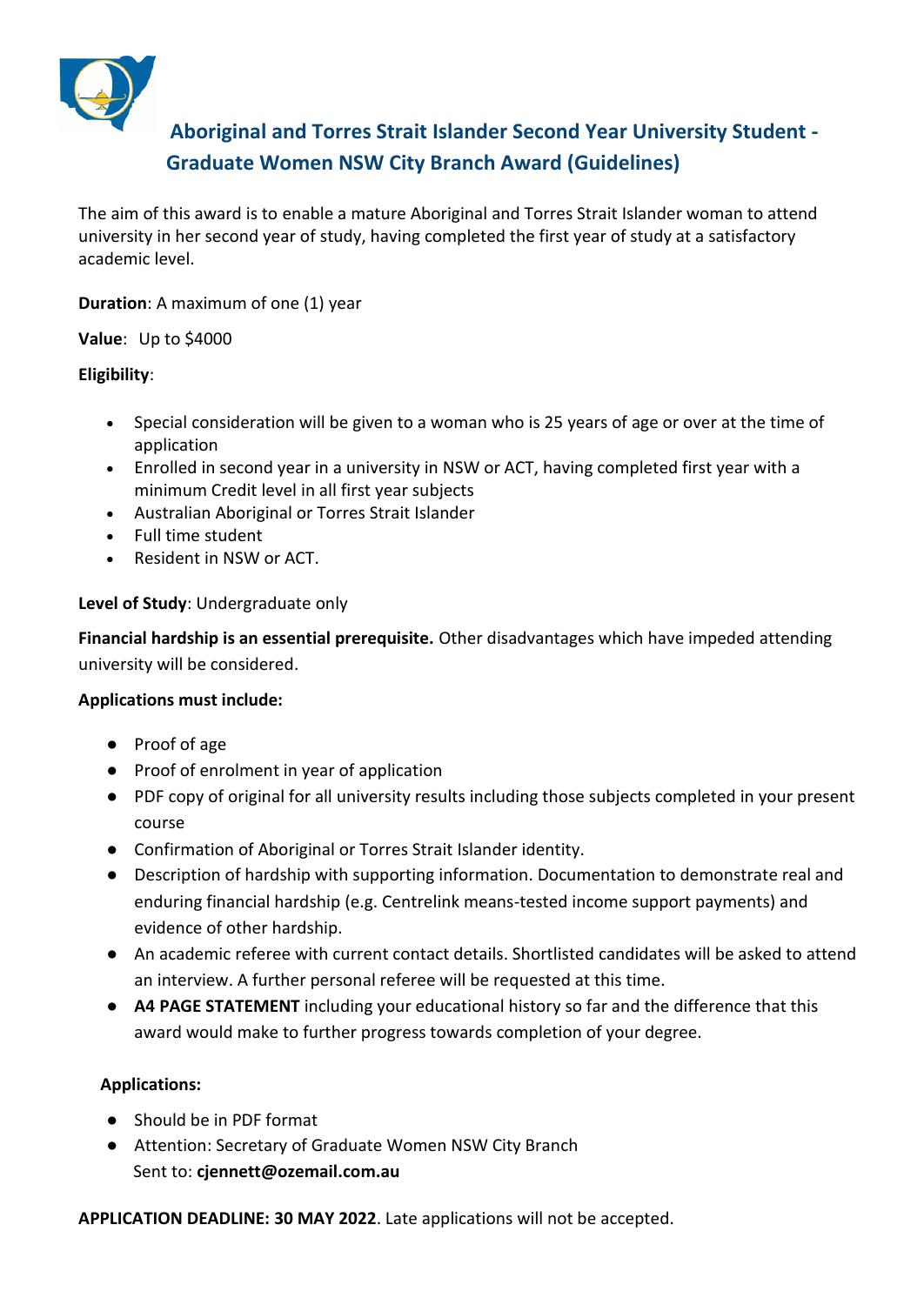# Aboriginal and Torres Strait Islander Second Year University Student - Graduate Women NSW City Branch Award (Guidelines)

The aim of this award is to enable a mature Aboriginal and Torres Strait Islander woman to attend university in her second year of study, having completed the first year of study at a satisfactory academic level.

**Duration**: A maximum of one (1) year

**Value**: Up to $4000

**Eligibility**:

- Special consideration will be given to a woman who is 25 years of age or over at the time of application
- Enrolled in second year in a university in NSW or ACT, having completed first year with a minimum Credit level in all first year subjects
- Australian Aboriginal or Torres Strait Islander
- Full time student
- Resident in NSW or ACT.

**Level of Study**: Undergraduate only

**Financial hardship is an essential prerequisite.** Other disadvantages which have impeded attending university will be considered.

**Applications must include:**

- Proof of age
- Proof of enrolment in year of application
- PDF copy of original for all university results including those subjects completed in your present course
- Confirmation of Aboriginal or Torres Strait Islander identity.
- Description of hardship with supporting information. Documentation to demonstrate real and enduring financial hardship (e.g. Centrelink means-tested income support payments) and evidence of other hardship.
- An academic referee with current contact details. Shortlisted candidates will be asked to attend an interview. A further personal referee will be requested at this time.
- **A4 PAGE STATEMENT** including your educational history so far and the difference that this award would make to further progress towards completion of your degree.

**Applications:**

- Should be in PDF format
- Attention: Secretary of Graduate Women NSW City Branch
  Sent to: **cjennett@ozemail.com.au**

**APPLICATION DEADLINE: 30 MAY 2022**. Late applications will not be accepted.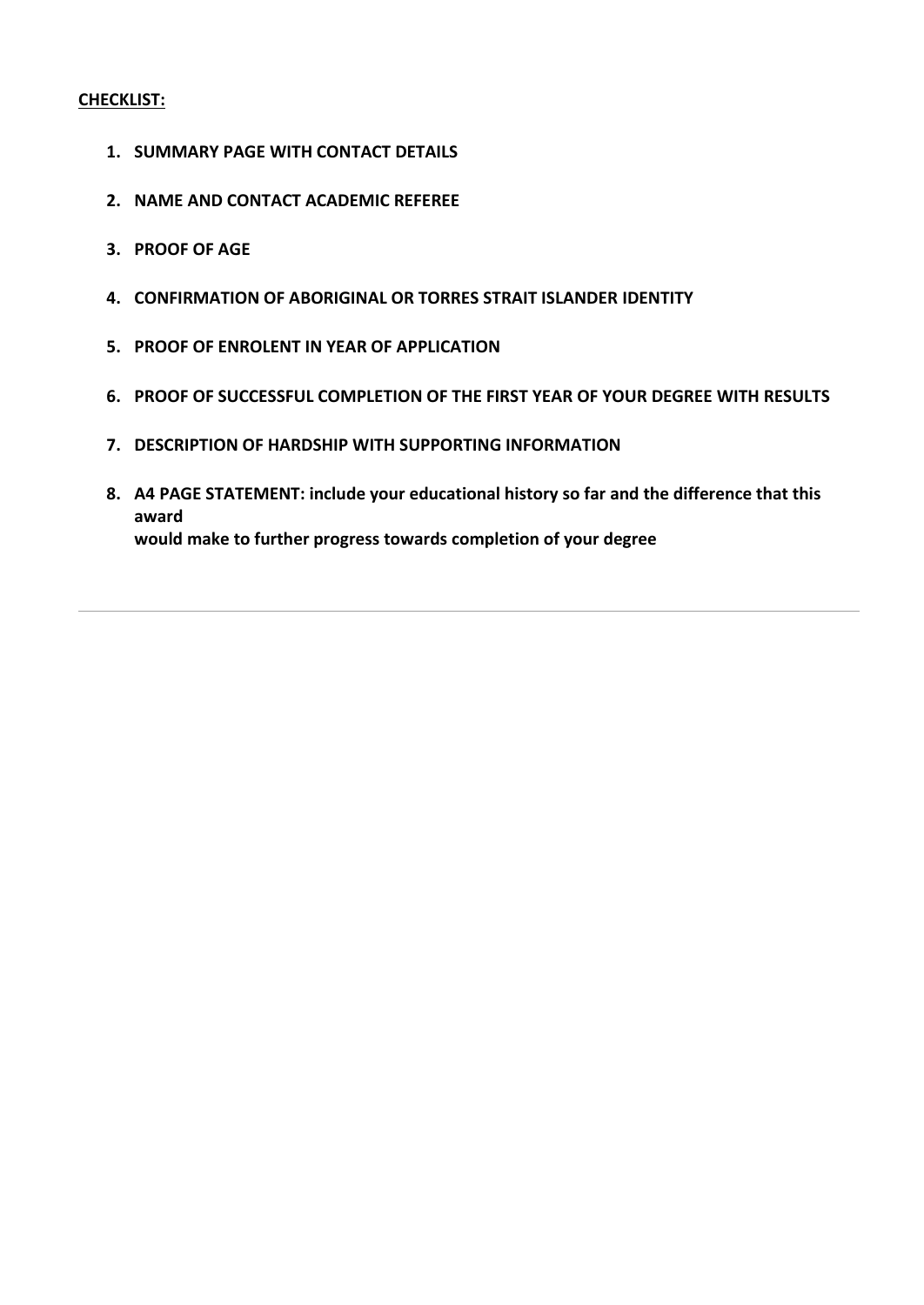**CHECKLIST:**

1. **SUMMARY PAGE WITH CONTACT DETAILS**
2. **NAME AND CONTACT ACADEMIC REFEREE**
3. **PROOF OF AGE**
4. **CONFIRMATION OF ABORIGINAL OR TORRES STRAIT ISLANDER IDENTITY**
5. **PROOF OF ENROLENT IN YEAR OF APPLICATION**
6. **PROOF OF SUCCESSFUL COMPLETION OF THE FIRST YEAR OF YOUR DEGREE WITH RESULTS**
7. **DESCRIPTION OF HARDSHIP WITH SUPPORTING INFORMATION**
8. **A4 PAGE STATEMENT: include your educational history so far and the difference that this award would make to further progress towards completion of your degree**

---